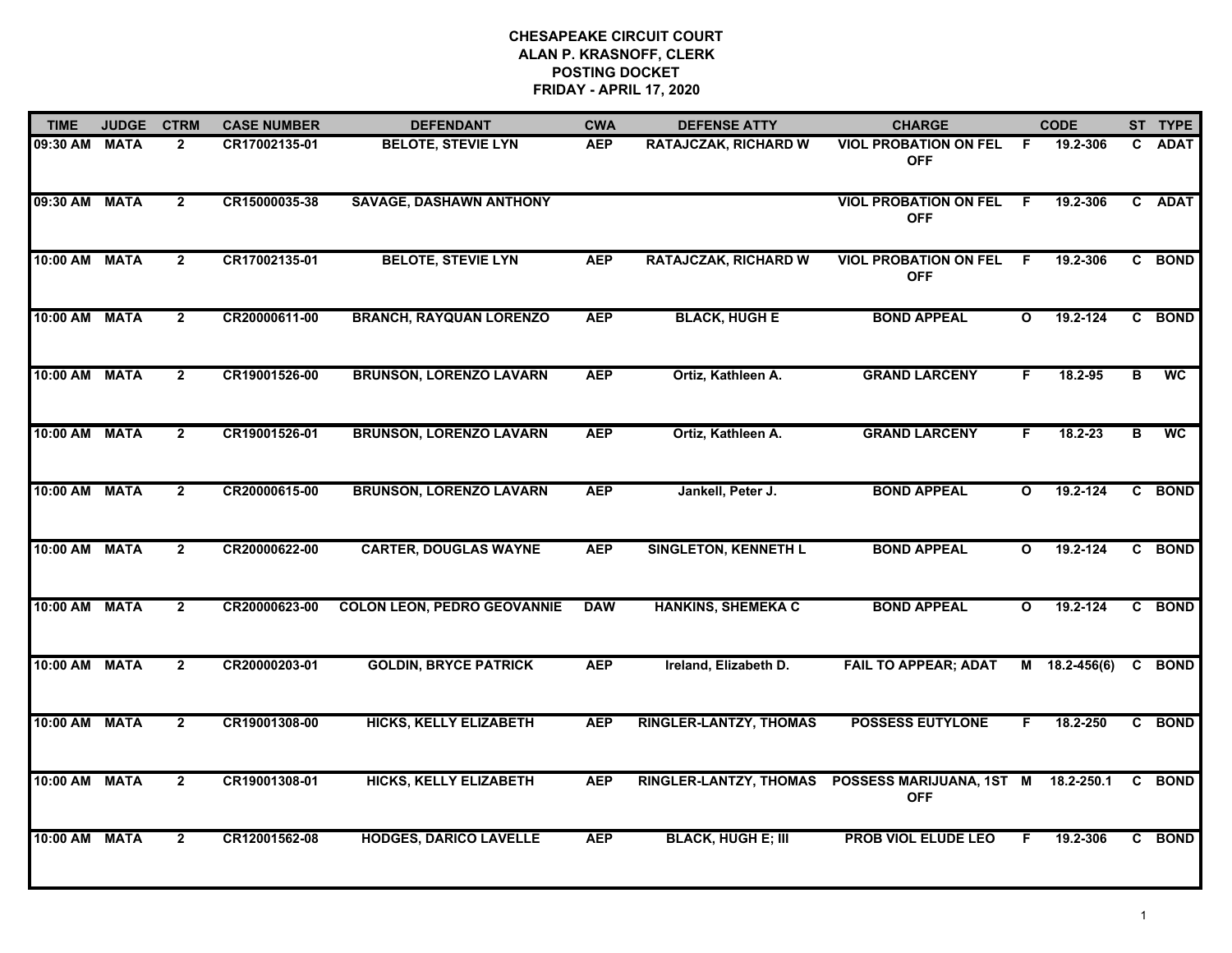**CHESAPEAKE CIRCUIT COURT**
**ALAN P. KRASNOFF, CLERK**
**POSTING DOCKET**
**FRIDAY - APRIL 17, 2020**

| TIME | JUDGE | CTRM | CASE NUMBER | DEFENDANT | CWA | DEFENSE ATTY | CHARGE | | CODE | ST | TYPE |
|---|---|---|---|---|---|---|---|---|---|---|---|
| 09:30 AM | MATA | 2 | CR17002135-01 | BELOTE, STEVIE LYN | AEP | RATAJCZAK, RICHARD W | VIOL PROBATION ON FEL OFF | F | 19.2-306 | C | ADAT |
| 09:30 AM | MATA | 2 | CR15000035-38 | SAVAGE, DASHAWN ANTHONY | | | VIOL PROBATION ON FEL OFF | F | 19.2-306 | C | ADAT |
| 10:00 AM | MATA | 2 | CR17002135-01 | BELOTE, STEVIE LYN | AEP | RATAJCZAK, RICHARD W | VIOL PROBATION ON FEL OFF | F | 19.2-306 | C | BOND |
| 10:00 AM | MATA | 2 | CR20000611-00 | BRANCH, RAYQUAN LORENZO | AEP | BLACK, HUGH E | BOND APPEAL | O | 19.2-124 | C | BOND |
| 10:00 AM | MATA | 2 | CR19001526-00 | BRUNSON, LORENZO LAVARN | AEP | Ortiz, Kathleen A. | GRAND LARCENY | F | 18.2-95 | B | WC |
| 10:00 AM | MATA | 2 | CR19001526-01 | BRUNSON, LORENZO LAVARN | AEP | Ortiz, Kathleen A. | GRAND LARCENY | F | 18.2-23 | B | WC |
| 10:00 AM | MATA | 2 | CR20000615-00 | BRUNSON, LORENZO LAVARN | AEP | Jankell, Peter J. | BOND APPEAL | O | 19.2-124 | C | BOND |
| 10:00 AM | MATA | 2 | CR20000622-00 | CARTER, DOUGLAS WAYNE | AEP | SINGLETON, KENNETH L | BOND APPEAL | O | 19.2-124 | C | BOND |
| 10:00 AM | MATA | 2 | CR20000623-00 | COLON LEON, PEDRO GEOVANNIE | DAW | HANKINS, SHEMEKA C | BOND APPEAL | O | 19.2-124 | C | BOND |
| 10:00 AM | MATA | 2 | CR20000203-01 | GOLDIN, BRYCE PATRICK | AEP | Ireland, Elizabeth D. | FAIL TO APPEAR; ADAT | M | 18.2-456(6) | C | BOND |
| 10:00 AM | MATA | 2 | CR19001308-00 | HICKS, KELLY ELIZABETH | AEP | RINGLER-LANTZY, THOMAS | POSSESS EUTYLONE | F | 18.2-250 | C | BOND |
| 10:00 AM | MATA | 2 | CR19001308-01 | HICKS, KELLY ELIZABETH | AEP | RINGLER-LANTZY, THOMAS | POSSESS MARIJUANA, 1ST OFF | M | 18.2-250.1 | C | BOND |
| 10:00 AM | MATA | 2 | CR12001562-08 | HODGES, DARICO LAVELLE | AEP | BLACK, HUGH E; III | PROB VIOL ELUDE LEO | F | 19.2-306 | C | BOND |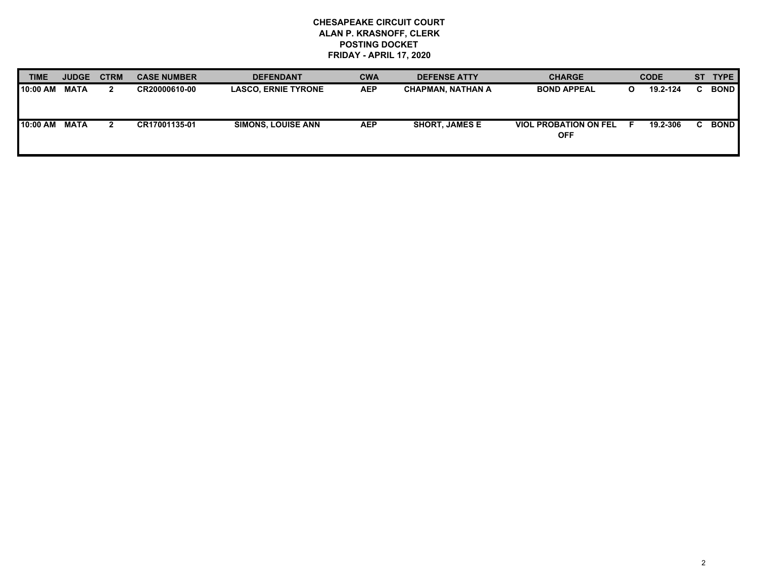**CHESAPEAKE CIRCUIT COURT**
**ALAN P. KRASNOFF, CLERK**
**POSTING DOCKET**
**FRIDAY - APRIL 17, 2020**

| TIME | JUDGE | CTRM | CASE NUMBER | DEFENDANT | CWA | DEFENSE ATTY | CHARGE | | CODE | ST | TYPE |
|---|---|---|---|---|---|---|---|---|---|---|---|
| 10:00 AM | MATA | 2 | CR20000610-00 | LASCO, ERNIE TYRONE | AEP | CHAPMAN, NATHAN A | BOND APPEAL | O | 19.2-124 | C | BOND |
| 10:00 AM | MATA | 2 | CR17001135-01 | SIMONS, LOUISE ANN | AEP | SHORT, JAMES E | VIOL PROBATION ON FEL OFF | F | 19.2-306 | C | BOND |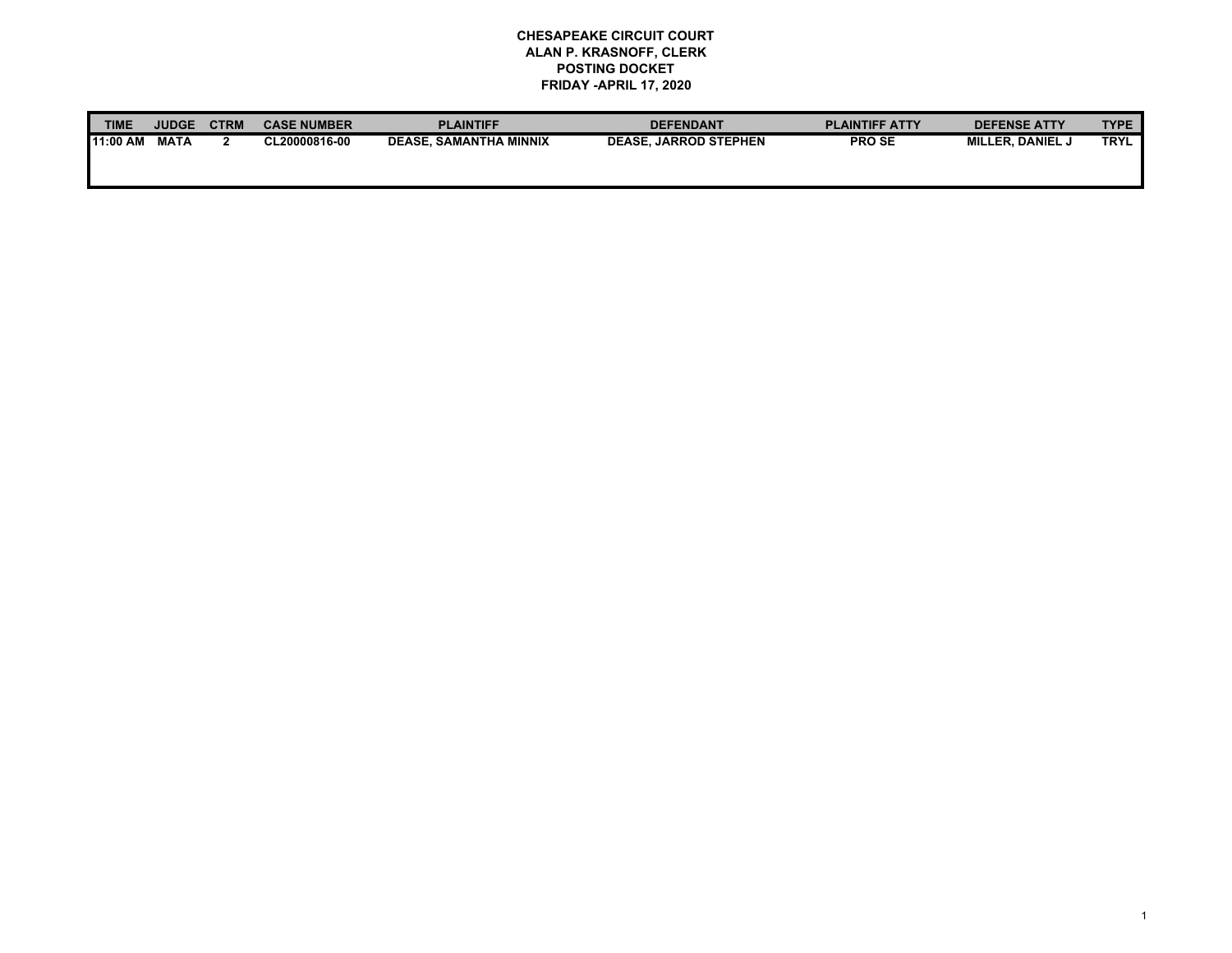**CHESAPEAKE CIRCUIT COURT**
**ALAN P. KRASNOFF, CLERK**
**POSTING DOCKET**
**FRIDAY -APRIL 17, 2020**

| TIME | JUDGE | CTRM | CASE NUMBER | PLAINTIFF | DEFENDANT | PLAINTIFF ATTY | DEFENSE ATTY | TYPE |
|---|---|---|---|---|---|---|---|---|
| 11:00 AM | MATA | 2 | CL20000816-00 | DEASE, SAMANTHA MINNIX | DEASE, JARROD STEPHEN | PRO SE | MILLER, DANIEL J | TRYL |